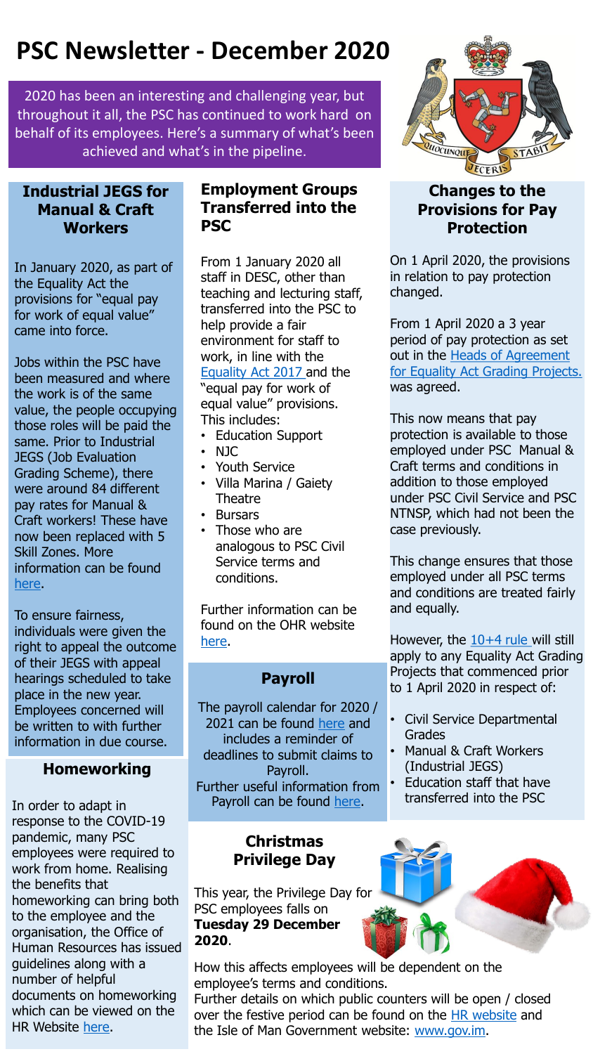# PSC Newsletter - December 2020

2020 has been an interesting and challenging year, but throughout it all, the PSC has continued to work hard on behalf of its employees. Here's a summary of what's been achieved and what's in the pipeline.

## Industrial JEGS for Manual & Craft Workers

In January 2020, as part of the Equality Act the provisions for "equal pay for work of equal value" came into force.

Jobs within the PSC have been measured and where the work is of the same value, the people occupying those roles will be paid the same. Prior to Industrial JEGS (Job Evaluation Grading Scheme), there were around 84 different pay rates for Manual & Craft workers! These have now been replaced with 5 Skill Zones. More information can be found here.

To ensure fairness, individuals were given the right to appeal the outcome of their JEGS with appeal hearings scheduled to take place in the new year. Employees concerned will be written to with further information in due course.

## Homeworking

In order to adapt in response to the COVID-19 pandemic, many PSC employees were required to work from home. Realising the benefits that homeworking can bring both to the employee and the organisation, the Office of Human Resources has issued guidelines along with a number of helpful documents on homeworking which can be viewed on the HR Website here.

## Employment Groups Transferred into the PSC

From 1 January 2020 all staff in DESC, other than teaching and lecturing staff, transferred into the PSC to help provide a fair environment for staff to work, in line with the Equality Act 2017 and the "equal pay for work of equal value" provisions. This includes:

- Education Support
- NJC
- Youth Service
- Villa Marina / Gaiety Theatre
- Bursars
- Those who are analogous to PSC Civil Service terms and conditions.

Further information can be found on the OHR website here.

## Payroll

The payroll calendar for 2020 / 2021 can be found here and includes a reminder of deadlines to submit claims to Payroll.
Further useful information from Payroll can be found here.

## Christmas Privilege Day

This year, the Privilege Day for PSC employees falls on **Tuesday 29 December 2020**.

How this affects employees will be dependent on the employee's terms and conditions.
Further details on which public counters will be open / closed over the festive period can be found on the HR website and the Isle of Man Government website: www.gov.im.

## Changes to the Provisions for Pay Protection

On 1 April 2020, the provisions in relation to pay protection changed.

From 1 April 2020 a 3 year period of pay protection as set out in the Heads of Agreement for Equality Act Grading Projects. was agreed.

This now means that pay protection is available to those employed under PSC Manual & Craft terms and conditions in addition to those employed under PSC Civil Service and PSC NTNSP, which had not been the case previously.

This change ensures that those employed under all PSC terms and conditions are treated fairly and equally.

However, the 10+4 rule will still apply to any Equality Act Grading Projects that commenced prior to 1 April 2020 in respect of:

- Civil Service Departmental Grades
- Manual & Craft Workers (Industrial JEGS)
- Education staff that have transferred into the PSC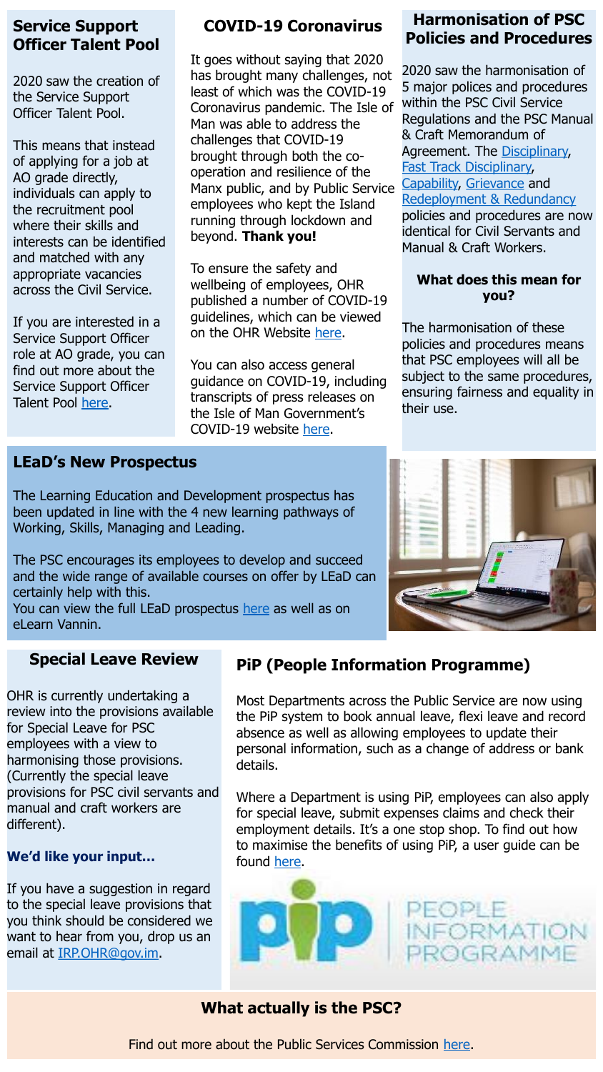## Service Support Officer Talent Pool

2020 saw the creation of the Service Support Officer Talent Pool.

This means that instead of applying for a job at AO grade directly, individuals can apply to the recruitment pool where their skills and interests can be identified and matched with any appropriate vacancies across the Civil Service.

If you are interested in a Service Support Officer role at AO grade, you can find out more about the Service Support Officer Talent Pool here.

## COVID-19 Coronavirus

It goes without saying that 2020 has brought many challenges, not least of which was the COVID-19 Coronavirus pandemic. The Isle of Man was able to address the challenges that COVID-19 brought through both the co-operation and resilience of the Manx public, and by Public Service employees who kept the Island running through lockdown and beyond. **Thank you!**

To ensure the safety and wellbeing of employees, OHR published a number of COVID-19 guidelines, which can be viewed on the OHR Website here.

You can also access general guidance on COVID-19, including transcripts of press releases on the Isle of Man Government's COVID-19 website here.

## Harmonisation of PSC Policies and Procedures

2020 saw the harmonisation of 5 major polices and procedures within the PSC Civil Service Regulations and the PSC Manual & Craft Memorandum of Agreement. The Disciplinary, Fast Track Disciplinary, Capability, Grievance and Redeployment & Redundancy policies and procedures are now identical for Civil Servants and Manual & Craft Workers.

### What does this mean for you?

The harmonisation of these policies and procedures means that PSC employees will all be subject to the same procedures, ensuring fairness and equality in their use.

## LEaD's New Prospectus

The Learning Education and Development prospectus has been updated in line with the 4 new learning pathways of Working, Skills, Managing and Leading.

The PSC encourages its employees to develop and succeed and the wide range of available courses on offer by LEaD can certainly help with this.
You can view the full LEaD prospectus here as well as on eLearn Vannin.

## Special Leave Review

OHR is currently undertaking a review into the provisions available for Special Leave for PSC employees with a view to harmonising those provisions. (Currently the special leave provisions for PSC civil servants and manual and craft workers are different).

### We'd like your input…

If you have a suggestion in regard to the special leave provisions that you think should be considered we want to hear from you, drop us an email at IRP.OHR@gov.im.

## PiP (People Information Programme)

Most Departments across the Public Service are now using the PiP system to book annual leave, flexi leave and record absence as well as allowing employees to update their personal information, such as a change of address or bank details.

Where a Department is using PiP, employees can also apply for special leave, submit expenses claims and check their employment details. It's a one stop shop. To find out how to maximise the benefits of using PiP, a user guide can be found here.

## What actually is the PSC?

Find out more about the Public Services Commission here.